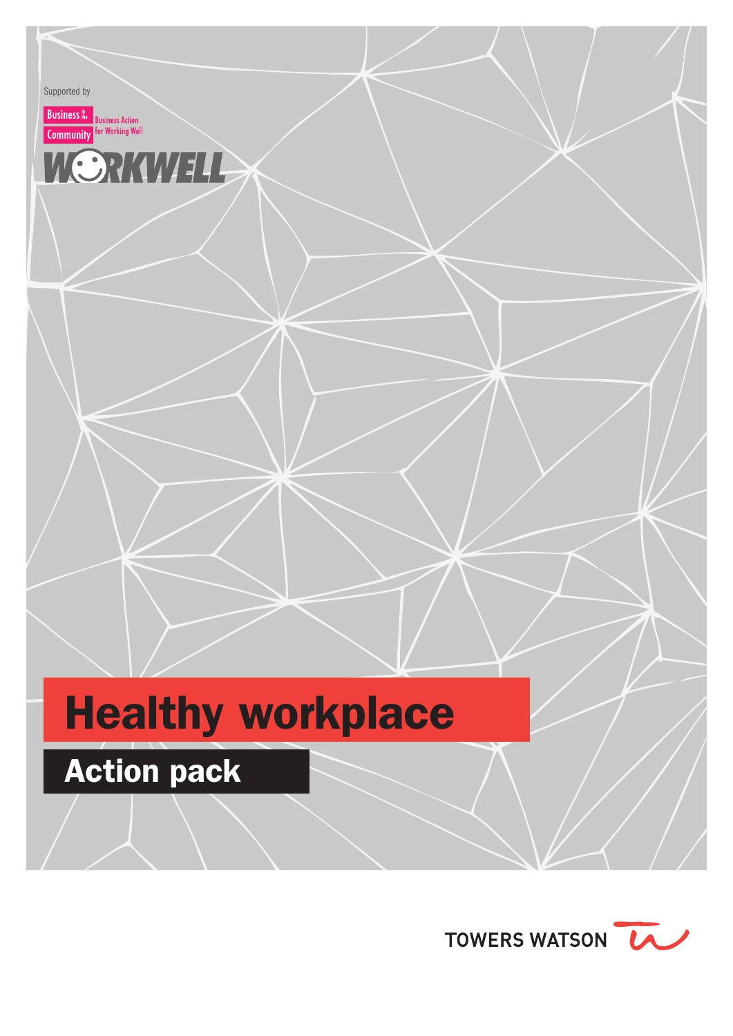Supported by

Business in the Community

Business Action for Working Well

WORKWELL

# Healthy workplace

## Action pack

TOWERS WATSON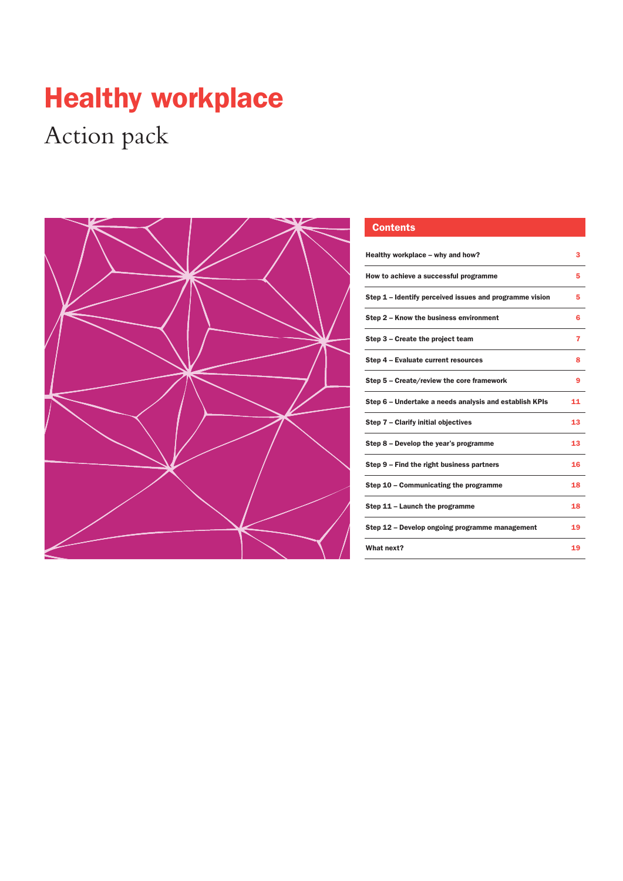# Healthy workplace

Action pack

## Contents

| | |
|---|---|
| Healthy workplace – why and how? | 3 |
| How to achieve a successful programme | 5 |
| Step 1 – Identify perceived issues and programme vision | 5 |
| Step 2 – Know the business environment | 6 |
| Step 3 – Create the project team | 7 |
| Step 4 – Evaluate current resources | 8 |
| Step 5 – Create/review the core framework | 9 |
| Step 6 – Undertake a needs analysis and establish KPIs | 11 |
| Step 7 – Clarify initial objectives | 13 |
| Step 8 – Develop the year's programme | 13 |
| Step 9 – Find the right business partners | 16 |
| Step 10 – Communicating the programme | 18 |
| Step 11 – Launch the programme | 18 |
| Step 12 – Develop ongoing programme management | 19 |
| What next? | 19 |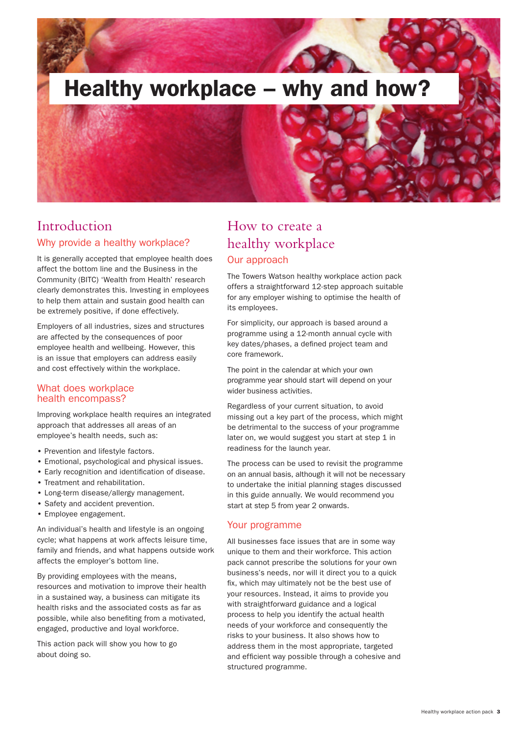# Healthy workplace – why and how?

## Introduction

### Why provide a healthy workplace?

It is generally accepted that employee health does affect the bottom line and the Business in the Community (BITC) 'Wealth from Health' research clearly demonstrates this. Investing in employees to help them attain and sustain good health can be extremely positive, if done effectively.

Employers of all industries, sizes and structures are affected by the consequences of poor employee health and wellbeing. However, this is an issue that employers can address easily and cost effectively within the workplace.

### What does workplace health encompass?

Improving workplace health requires an integrated approach that addresses all areas of an employee's health needs, such as:

- Prevention and lifestyle factors.
- Emotional, psychological and physical issues.
- Early recognition and identification of disease.
- Treatment and rehabilitation.
- Long-term disease/allergy management.
- Safety and accident prevention.
- Employee engagement.

An individual's health and lifestyle is an ongoing cycle; what happens at work affects leisure time, family and friends, and what happens outside work affects the employer's bottom line.

By providing employees with the means, resources and motivation to improve their health in a sustained way, a business can mitigate its health risks and the associated costs as far as possible, while also benefiting from a motivated, engaged, productive and loyal workforce.

This action pack will show you how to go about doing so.

## How to create a healthy workplace

### Our approach

The Towers Watson healthy workplace action pack offers a straightforward 12-step approach suitable for any employer wishing to optimise the health of its employees.

For simplicity, our approach is based around a programme using a 12-month annual cycle with key dates/phases, a defined project team and core framework.

The point in the calendar at which your own programme year should start will depend on your wider business activities.

Regardless of your current situation, to avoid missing out a key part of the process, which might be detrimental to the success of your programme later on, we would suggest you start at step 1 in readiness for the launch year.

The process can be used to revisit the programme on an annual basis, although it will not be necessary to undertake the initial planning stages discussed in this guide annually. We would recommend you start at step 5 from year 2 onwards.

### Your programme

All businesses face issues that are in some way unique to them and their workforce. This action pack cannot prescribe the solutions for your own business's needs, nor will it direct you to a quick fix, which may ultimately not be the best use of your resources. Instead, it aims to provide you with straightforward guidance and a logical process to help you identify the actual health needs of your workforce and consequently the risks to your business. It also shows how to address them in the most appropriate, targeted and efficient way possible through a cohesive and structured programme.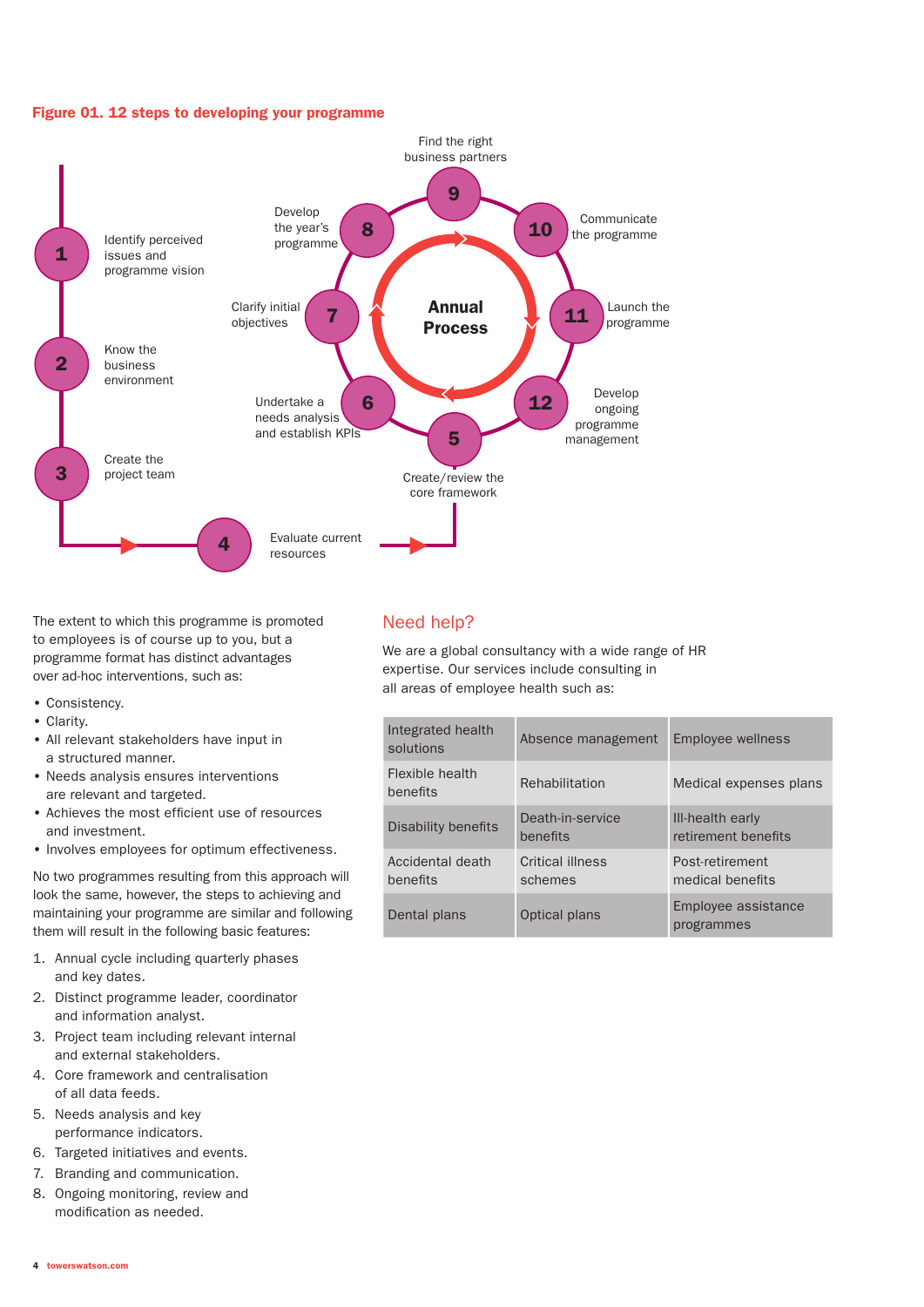**Figure 01. 12 steps to developing your programme**

1. Identify perceived issues and programme vision
2. Know the business environment
3. Create the project team
4. Evaluate current resources
5. Create/review the core framework
6. Undertake a needs analysis and establish KPIs
7. Clarify initial objectives
8. Develop the year's programme
9. Find the right business partners
10. Communicate the programme
11. Launch the programme
12. Develop ongoing programme management

Annual Process

The extent to which this programme is promoted to employees is of course up to you, but a programme format has distinct advantages over ad-hoc interventions, such as:

- Consistency.
- Clarity.
- All relevant stakeholders have input in a structured manner.
- Needs analysis ensures interventions are relevant and targeted.
- Achieves the most efficient use of resources and investment.
- Involves employees for optimum effectiveness.

No two programmes resulting from this approach will look the same, however, the steps to achieving and maintaining your programme are similar and following them will result in the following basic features:

1. Annual cycle including quarterly phases and key dates.
2. Distinct programme leader, coordinator and information analyst.
3. Project team including relevant internal and external stakeholders.
4. Core framework and centralisation of all data feeds.
5. Needs analysis and key performance indicators.
6. Targeted initiatives and events.
7. Branding and communication.
8. Ongoing monitoring, review and modification as needed.

## Need help?

We are a global consultancy with a wide range of HR expertise. Our services include consulting in all areas of employee health such as:

| | | |
|---|---|---|
| Integrated health solutions | Absence management | Employee wellness |
| Flexible health benefits | Rehabilitation | Medical expenses plans |
| Disability benefits | Death-in-service benefits | Ill-health early retirement benefits |
| Accidental death benefits | Critical illness schemes | Post-retirement medical benefits |
| Dental plans | Optical plans | Employee assistance programmes |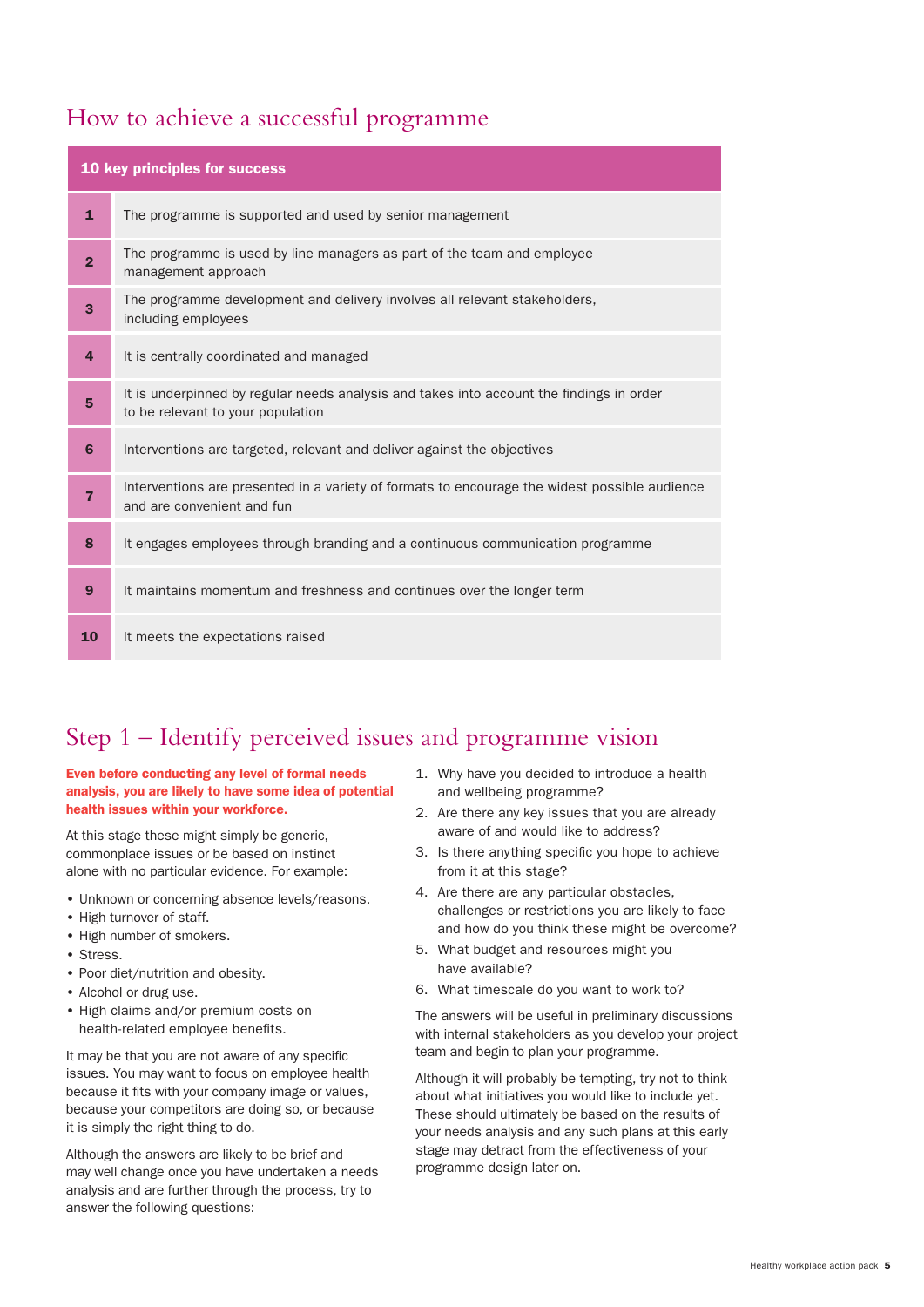## How to achieve a successful programme

| 10 key principles for success | |
|---|---|
| **1** | The programme is supported and used by senior management |
| **2** | The programme is used by line managers as part of the team and employee management approach |
| **3** | The programme development and delivery involves all relevant stakeholders, including employees |
| **4** | It is centrally coordinated and managed |
| **5** | It is underpinned by regular needs analysis and takes into account the findings in order to be relevant to your population |
| **6** | Interventions are targeted, relevant and deliver against the objectives |
| **7** | Interventions are presented in a variety of formats to encourage the widest possible audience and are convenient and fun |
| **8** | It engages employees through branding and a continuous communication programme |
| **9** | It maintains momentum and freshness and continues over the longer term |
| **10** | It meets the expectations raised |

## Step 1 – Identify perceived issues and programme vision

**Even before conducting any level of formal needs analysis, you are likely to have some idea of potential health issues within your workforce.**

At this stage these might simply be generic, commonplace issues or be based on instinct alone with no particular evidence. For example:

- Unknown or concerning absence levels/reasons.
- High turnover of staff.
- High number of smokers.
- Stress.
- Poor diet/nutrition and obesity.
- Alcohol or drug use.
- High claims and/or premium costs on health-related employee benefits.

It may be that you are not aware of any specific issues. You may want to focus on employee health because it fits with your company image or values, because your competitors are doing so, or because it is simply the right thing to do.

Although the answers are likely to be brief and may well change once you have undertaken a needs analysis and are further through the process, try to answer the following questions:

1. Why have you decided to introduce a health and wellbeing programme?
2. Are there any key issues that you are already aware of and would like to address?
3. Is there anything specific you hope to achieve from it at this stage?
4. Are there are any particular obstacles, challenges or restrictions you are likely to face and how do you think these might be overcome?
5. What budget and resources might you have available?
6. What timescale do you want to work to?

The answers will be useful in preliminary discussions with internal stakeholders as you develop your project team and begin to plan your programme.

Although it will probably be tempting, try not to think about what initiatives you would like to include yet. These should ultimately be based on the results of your needs analysis and any such plans at this early stage may detract from the effectiveness of your programme design later on.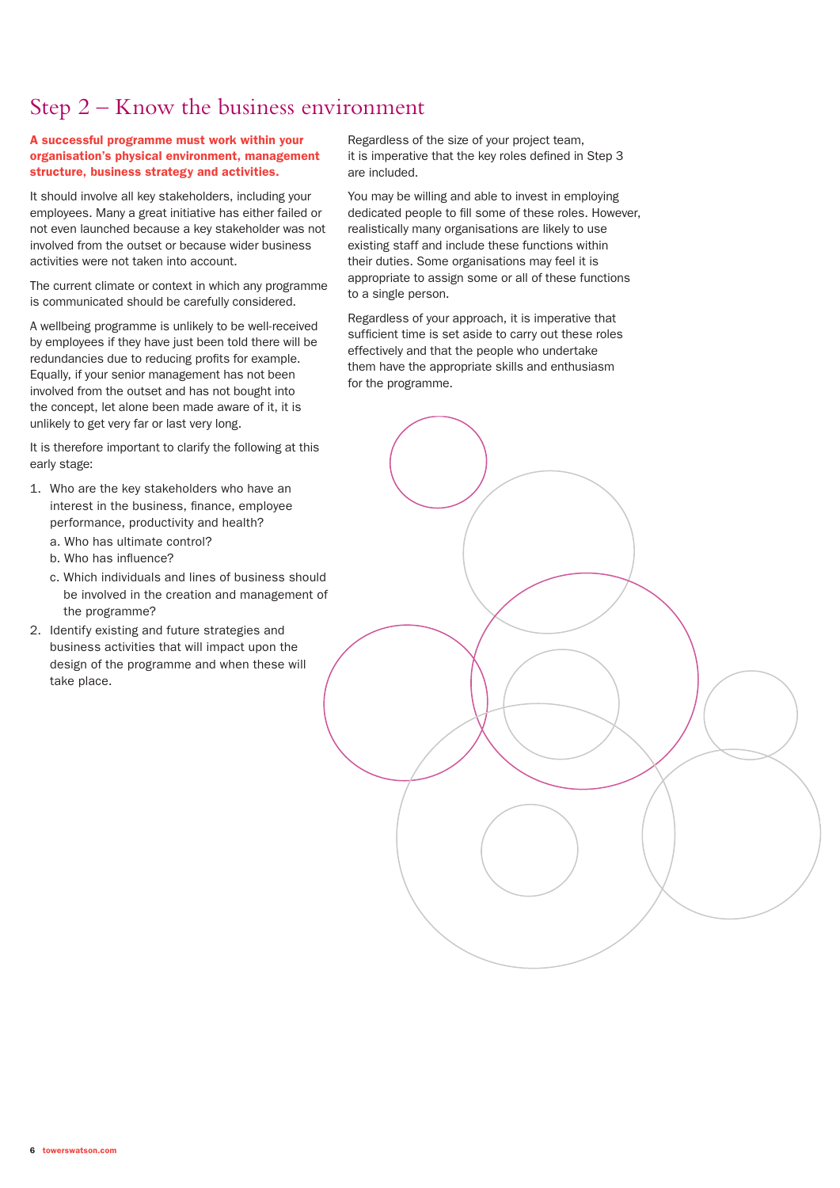# Step 2 – Know the business environment

**A successful programme must work within your organisation's physical environment, management structure, business strategy and activities.**

It should involve all key stakeholders, including your employees. Many a great initiative has either failed or not even launched because a key stakeholder was not involved from the outset or because wider business activities were not taken into account.

The current climate or context in which any programme is communicated should be carefully considered.

A wellbeing programme is unlikely to be well-received by employees if they have just been told there will be redundancies due to reducing profits for example. Equally, if your senior management has not been involved from the outset and has not bought into the concept, let alone been made aware of it, it is unlikely to get very far or last very long.

It is therefore important to clarify the following at this early stage:

1. Who are the key stakeholders who have an interest in the business, finance, employee performance, productivity and health?
   a. Who has ultimate control?
   b. Who has influence?
   c. Which individuals and lines of business should be involved in the creation and management of the programme?
2. Identify existing and future strategies and business activities that will impact upon the design of the programme and when these will take place.

Regardless of the size of your project team, it is imperative that the key roles defined in Step 3 are included.

You may be willing and able to invest in employing dedicated people to fill some of these roles. However, realistically many organisations are likely to use existing staff and include these functions within their duties. Some organisations may feel it is appropriate to assign some or all of these functions to a single person.

Regardless of your approach, it is imperative that sufficient time is set aside to carry out these roles effectively and that the people who undertake them have the appropriate skills and enthusiasm for the programme.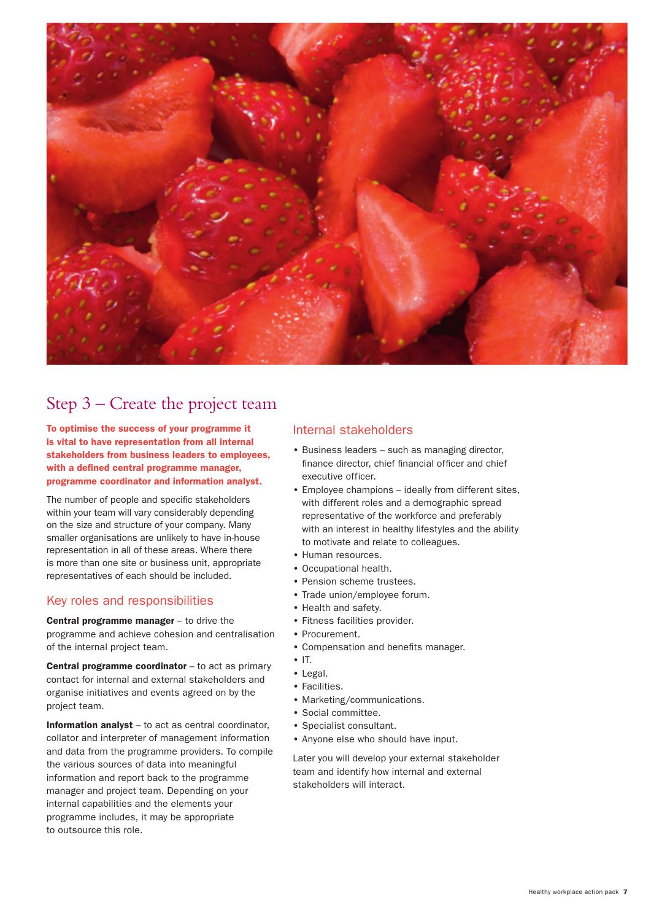## Step 3 – Create the project team

**To optimise the success of your programme it is vital to have representation from all internal stakeholders from business leaders to employees, with a defined central programme manager, programme coordinator and information analyst.**

The number of people and specific stakeholders within your team will vary considerably depending on the size and structure of your company. Many smaller organisations are unlikely to have in-house representation in all of these areas. Where there is more than one site or business unit, appropriate representatives of each should be included.

### Key roles and responsibilities

**Central programme manager** – to drive the programme and achieve cohesion and centralisation of the internal project team.

**Central programme coordinator** – to act as primary contact for internal and external stakeholders and organise initiatives and events agreed on by the project team.

**Information analyst** – to act as central coordinator, collator and interpreter of management information and data from the programme providers. To compile the various sources of data into meaningful information and report back to the programme manager and project team. Depending on your internal capabilities and the elements your programme includes, it may be appropriate to outsource this role.

### Internal stakeholders

- Business leaders – such as managing director, finance director, chief financial officer and chief executive officer.
- Employee champions – ideally from different sites, with different roles and a demographic spread representative of the workforce and preferably with an interest in healthy lifestyles and the ability to motivate and relate to colleagues.
- Human resources.
- Occupational health.
- Pension scheme trustees.
- Trade union/employee forum.
- Health and safety.
- Fitness facilities provider.
- Procurement.
- Compensation and benefits manager.
- IT.
- Legal.
- Facilities.
- Marketing/communications.
- Social committee.
- Specialist consultant.
- Anyone else who should have input.

Later you will develop your external stakeholder team and identify how internal and external stakeholders will interact.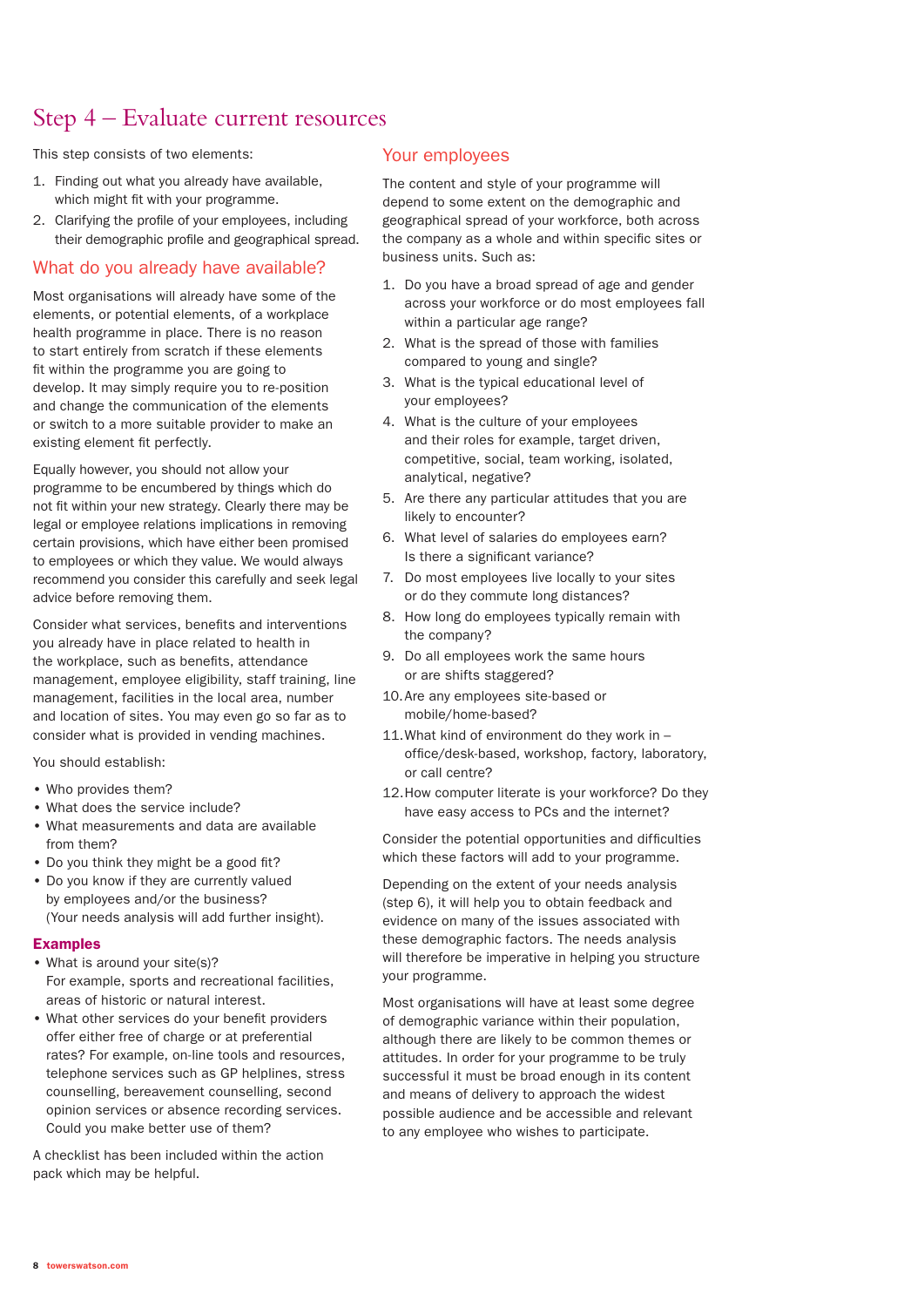# Step 4 – Evaluate current resources

This step consists of two elements:

1. Finding out what you already have available, which might fit with your programme.
2. Clarifying the profile of your employees, including their demographic profile and geographical spread.

## What do you already have available?

Most organisations will already have some of the elements, or potential elements, of a workplace health programme in place. There is no reason to start entirely from scratch if these elements fit within the programme you are going to develop. It may simply require you to re-position and change the communication of the elements or switch to a more suitable provider to make an existing element fit perfectly.

Equally however, you should not allow your programme to be encumbered by things which do not fit within your new strategy. Clearly there may be legal or employee relations implications in removing certain provisions, which have either been promised to employees or which they value. We would always recommend you consider this carefully and seek legal advice before removing them.

Consider what services, benefits and interventions you already have in place related to health in the workplace, such as benefits, attendance management, employee eligibility, staff training, line management, facilities in the local area, number and location of sites. You may even go so far as to consider what is provided in vending machines.

You should establish:

- Who provides them?
- What does the service include?
- What measurements and data are available from them?
- Do you think they might be a good fit?
- Do you know if they are currently valued by employees and/or the business? (Your needs analysis will add further insight).

### Examples

- What is around your site(s)? For example, sports and recreational facilities, areas of historic or natural interest.
- What other services do your benefit providers offer either free of charge or at preferential rates? For example, on-line tools and resources, telephone services such as GP helplines, stress counselling, bereavement counselling, second opinion services or absence recording services. Could you make better use of them?

A checklist has been included within the action pack which may be helpful.

## Your employees

The content and style of your programme will depend to some extent on the demographic and geographical spread of your workforce, both across the company as a whole and within specific sites or business units. Such as:

1. Do you have a broad spread of age and gender across your workforce or do most employees fall within a particular age range?
2. What is the spread of those with families compared to young and single?
3. What is the typical educational level of your employees?
4. What is the culture of your employees and their roles for example, target driven, competitive, social, team working, isolated, analytical, negative?
5. Are there any particular attitudes that you are likely to encounter?
6. What level of salaries do employees earn? Is there a significant variance?
7. Do most employees live locally to your sites or do they commute long distances?
8. How long do employees typically remain with the company?
9. Do all employees work the same hours or are shifts staggered?
10. Are any employees site-based or mobile/home-based?
11. What kind of environment do they work in – office/desk-based, workshop, factory, laboratory, or call centre?
12. How computer literate is your workforce? Do they have easy access to PCs and the internet?

Consider the potential opportunities and difficulties which these factors will add to your programme.

Depending on the extent of your needs analysis (step 6), it will help you to obtain feedback and evidence on many of the issues associated with these demographic factors. The needs analysis will therefore be imperative in helping you structure your programme.

Most organisations will have at least some degree of demographic variance within their population, although there are likely to be common themes or attitudes. In order for your programme to be truly successful it must be broad enough in its content and means of delivery to approach the widest possible audience and be accessible and relevant to any employee who wishes to participate.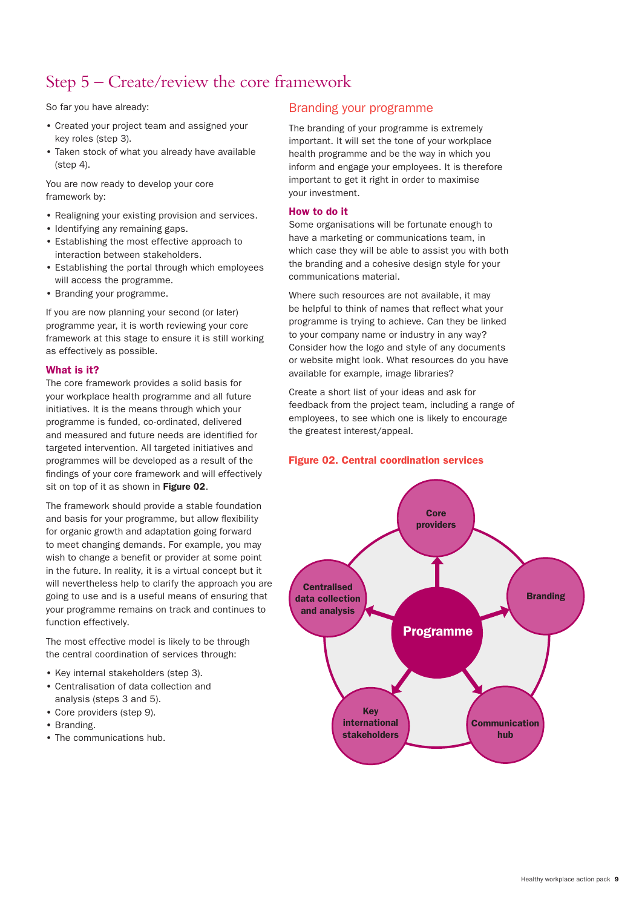# Step 5 – Create/review the core framework

So far you have already:

- Created your project team and assigned your key roles (step 3).
- Taken stock of what you already have available (step 4).

You are now ready to develop your core framework by:

- Realigning your existing provision and services.
- Identifying any remaining gaps.
- Establishing the most effective approach to interaction between stakeholders.
- Establishing the portal through which employees will access the programme.
- Branding your programme.

If you are now planning your second (or later) programme year, it is worth reviewing your core framework at this stage to ensure it is still working as effectively as possible.

### What is it?

The core framework provides a solid basis for your workplace health programme and all future initiatives. It is the means through which your programme is funded, co-ordinated, delivered and measured and future needs are identified for targeted intervention. All targeted initiatives and programmes will be developed as a result of the findings of your core framework and will effectively sit on top of it as shown in **Figure 02**.

The framework should provide a stable foundation and basis for your programme, but allow flexibility for organic growth and adaptation going forward to meet changing demands. For example, you may wish to change a benefit or provider at some point in the future. In reality, it is a virtual concept but it will nevertheless help to clarify the approach you are going to use and is a useful means of ensuring that your programme remains on track and continues to function effectively.

The most effective model is likely to be through the central coordination of services through:

- Key internal stakeholders (step 3).
- Centralisation of data collection and analysis (steps 3 and 5).
- Core providers (step 9).
- Branding.
- The communications hub.

## Branding your programme

The branding of your programme is extremely important. It will set the tone of your workplace health programme and be the way in which you inform and engage your employees. It is therefore important to get it right in order to maximise your investment.

### How to do it

Some organisations will be fortunate enough to have a marketing or communications team, in which case they will be able to assist you with both the branding and a cohesive design style for your communications material.

Where such resources are not available, it may be helpful to think of names that reflect what your programme is trying to achieve. Can they be linked to your company name or industry in any way? Consider how the logo and style of any documents or website might look. What resources do you have available for example, image libraries?

Create a short list of your ideas and ask for feedback from the project team, including a range of employees, to see which one is likely to encourage the greatest interest/appeal.

**Figure 02. Central coordination services**

Programme → Core providers; Branding; Communication hub; Key international stakeholders; Centralised data collection and analysis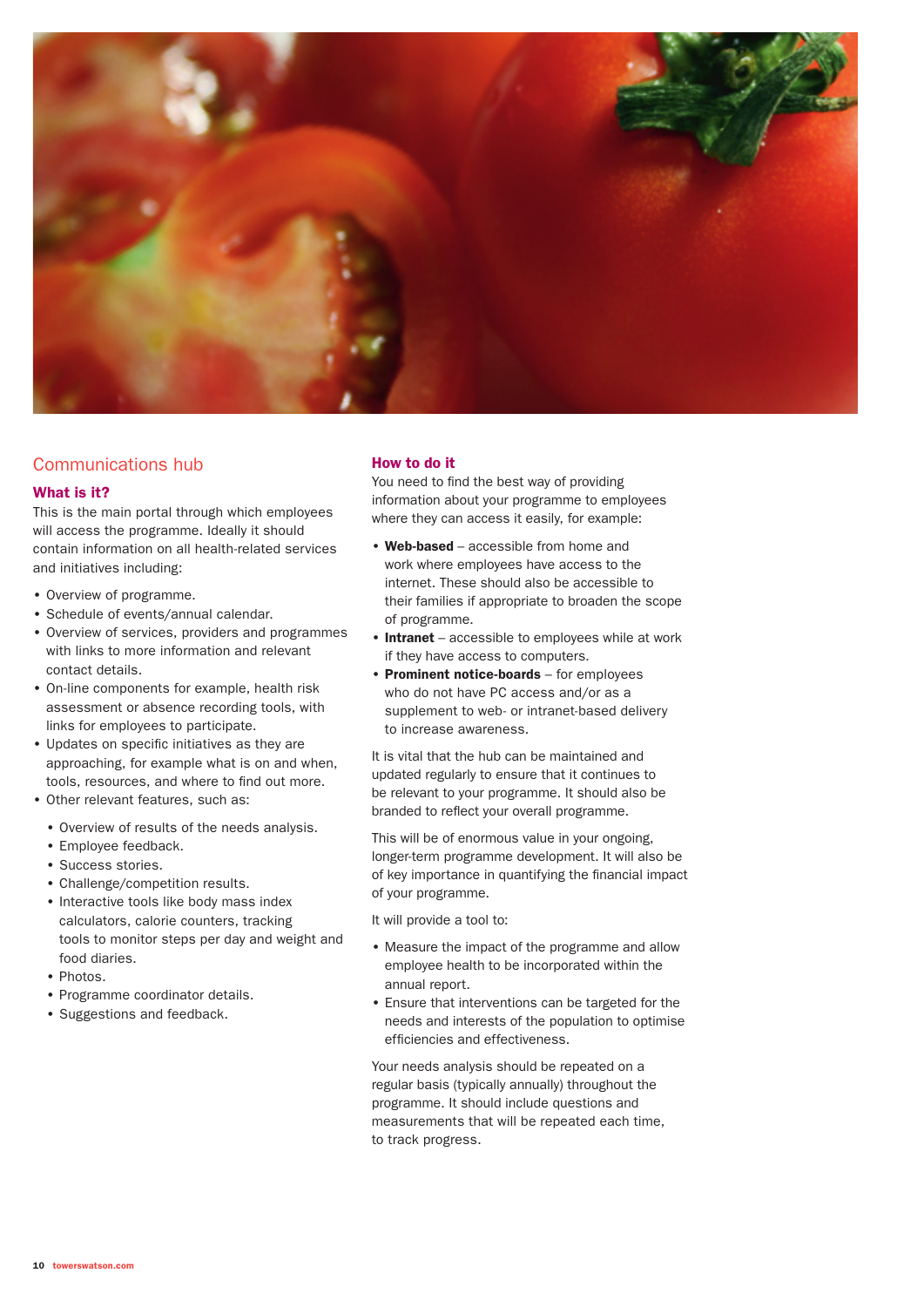## Communications hub

### What is it?

This is the main portal through which employees will access the programme. Ideally it should contain information on all health-related services and initiatives including:

- Overview of programme.
- Schedule of events/annual calendar.
- Overview of services, providers and programmes with links to more information and relevant contact details.
- On-line components for example, health risk assessment or absence recording tools, with links for employees to participate.
- Updates on specific initiatives as they are approaching, for example what is on and when, tools, resources, and where to find out more.
- Other relevant features, such as:
  - Overview of results of the needs analysis.
  - Employee feedback.
  - Success stories.
  - Challenge/competition results.
  - Interactive tools like body mass index calculators, calorie counters, tracking tools to monitor steps per day and weight and food diaries.
  - Photos.
  - Programme coordinator details.
  - Suggestions and feedback.

### How to do it

You need to find the best way of providing information about your programme to employees where they can access it easily, for example:

- **Web-based** – accessible from home and work where employees have access to the internet. These should also be accessible to their families if appropriate to broaden the scope of programme.
- **Intranet** – accessible to employees while at work if they have access to computers.
- **Prominent notice-boards** – for employees who do not have PC access and/or as a supplement to web- or intranet-based delivery to increase awareness.

It is vital that the hub can be maintained and updated regularly to ensure that it continues to be relevant to your programme. It should also be branded to reflect your overall programme.

This will be of enormous value in your ongoing, longer-term programme development. It will also be of key importance in quantifying the financial impact of your programme.

It will provide a tool to:

- Measure the impact of the programme and allow employee health to be incorporated within the annual report.
- Ensure that interventions can be targeted for the needs and interests of the population to optimise efficiencies and effectiveness.

Your needs analysis should be repeated on a regular basis (typically annually) throughout the programme. It should include questions and measurements that will be repeated each time, to track progress.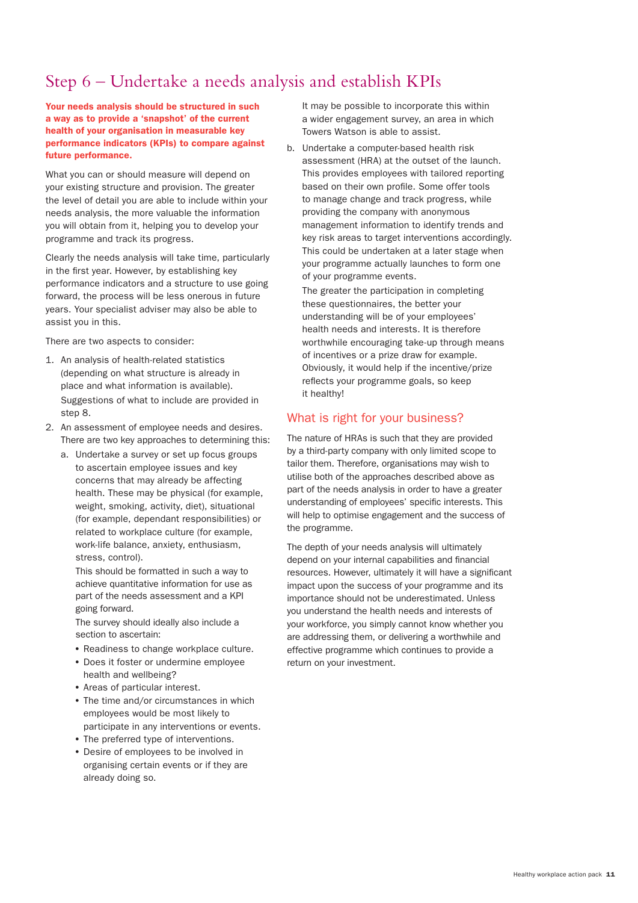# Step 6 – Undertake a needs analysis and establish KPIs

**Your needs analysis should be structured in such a way as to provide a 'snapshot' of the current health of your organisation in measurable key performance indicators (KPIs) to compare against future performance.**

What you can or should measure will depend on your existing structure and provision. The greater the level of detail you are able to include within your needs analysis, the more valuable the information you will obtain from it, helping you to develop your programme and track its progress.

Clearly the needs analysis will take time, particularly in the first year. However, by establishing key performance indicators and a structure to use going forward, the process will be less onerous in future years. Your specialist adviser may also be able to assist you in this.

There are two aspects to consider:

1. An analysis of health-related statistics (depending on what structure is already in place and what information is available). Suggestions of what to include are provided in step 8.
2. An assessment of employee needs and desires. There are two key approaches to determining this:
   a. Undertake a survey or set up focus groups to ascertain employee issues and key concerns that may already be affecting health. These may be physical (for example, weight, smoking, activity, diet), situational (for example, dependant responsibilities) or related to workplace culture (for example, work-life balance, anxiety, enthusiasm, stress, control).

      This should be formatted in such a way to achieve quantitative information for use as part of the needs assessment and a KPI going forward.

      The survey should ideally also include a section to ascertain:
      - Readiness to change workplace culture.
      - Does it foster or undermine employee health and wellbeing?
      - Areas of particular interest.
      - The time and/or circumstances in which employees would be most likely to participate in any interventions or events.
      - The preferred type of interventions.
      - Desire of employees to be involved in organising certain events or if they are already doing so.

      It may be possible to incorporate this within a wider engagement survey, an area in which Towers Watson is able to assist.

   b. Undertake a computer-based health risk assessment (HRA) at the outset of the launch. This provides employees with tailored reporting based on their own profile. Some offer tools to manage change and track progress, while providing the company with anonymous management information to identify trends and key risk areas to target interventions accordingly. This could be undertaken at a later stage when your programme actually launches to form one of your programme events.

      The greater the participation in completing these questionnaires, the better your understanding will be of your employees' health needs and interests. It is therefore worthwhile encouraging take-up through means of incentives or a prize draw for example. Obviously, it would help if the incentive/prize reflects your programme goals, so keep it healthy!

## What is right for your business?

The nature of HRAs is such that they are provided by a third-party company with only limited scope to tailor them. Therefore, organisations may wish to utilise both of the approaches described above as part of the needs analysis in order to have a greater understanding of employees' specific interests. This will help to optimise engagement and the success of the programme.

The depth of your needs analysis will ultimately depend on your internal capabilities and financial resources. However, ultimately it will have a significant impact upon the success of your programme and its importance should not be underestimated. Unless you understand the health needs and interests of your workforce, you simply cannot know whether you are addressing them, or delivering a worthwhile and effective programme which continues to provide a return on your investment.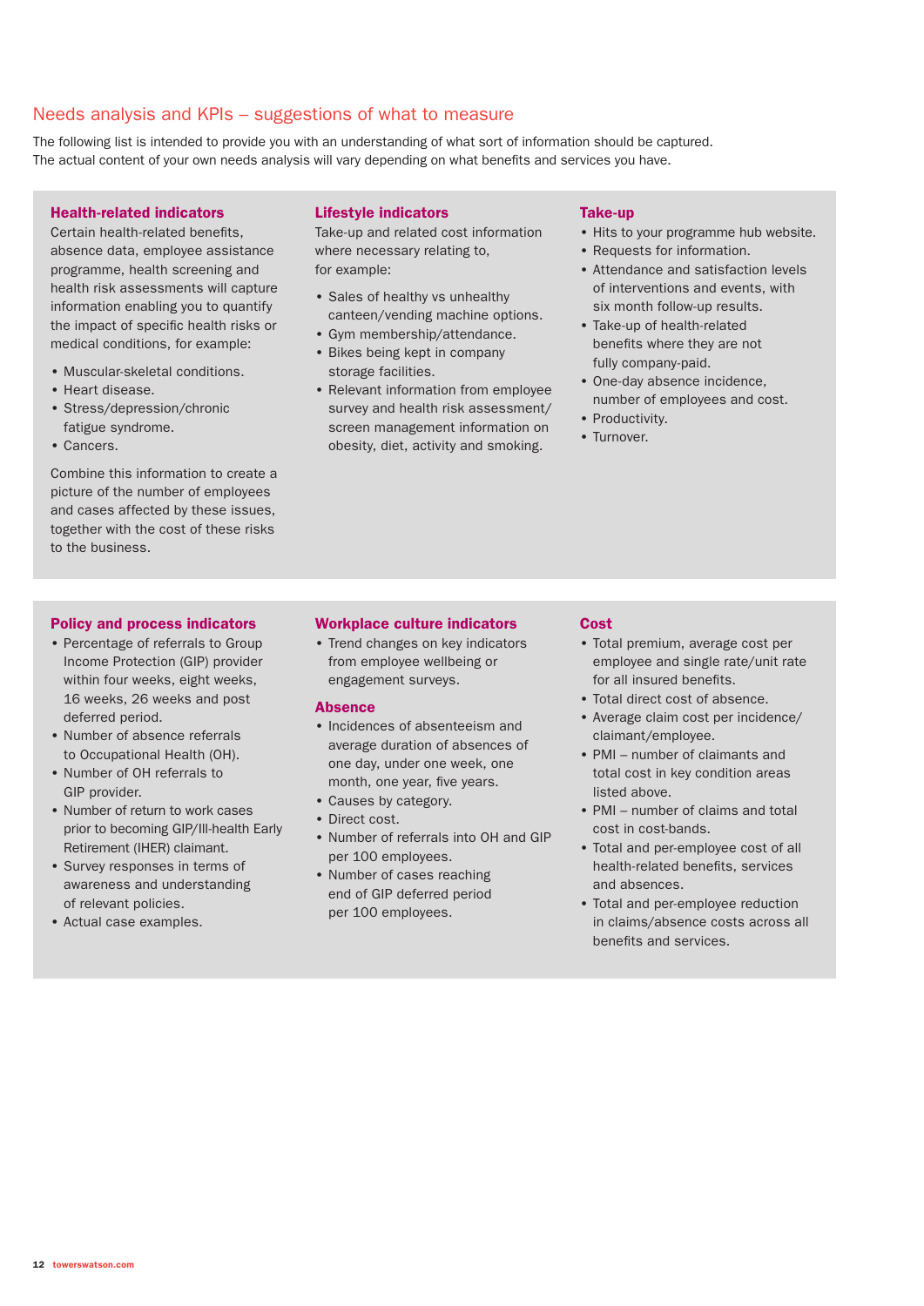## Needs analysis and KPIs – suggestions of what to measure

The following list is intended to provide you with an understanding of what sort of information should be captured. The actual content of your own needs analysis will vary depending on what benefits and services you have.

### Health-related indicators

Certain health-related benefits, absence data, employee assistance programme, health screening and health risk assessments will capture information enabling you to quantify the impact of specific health risks or medical conditions, for example:

- Muscular-skeletal conditions.
- Heart disease.
- Stress/depression/chronic fatigue syndrome.
- Cancers.

Combine this information to create a picture of the number of employees and cases affected by these issues, together with the cost of these risks to the business.

### Lifestyle indicators

Take-up and related cost information where necessary relating to, for example:

- Sales of healthy vs unhealthy canteen/vending machine options.
- Gym membership/attendance.
- Bikes being kept in company storage facilities.
- Relevant information from employee survey and health risk assessment/screen management information on obesity, diet, activity and smoking.

### Take-up

- Hits to your programme hub website.
- Requests for information.
- Attendance and satisfaction levels of interventions and events, with six month follow-up results.
- Take-up of health-related benefits where they are not fully company-paid.
- One-day absence incidence, number of employees and cost.
- Productivity.
- Turnover.

### Policy and process indicators

- Percentage of referrals to Group Income Protection (GIP) provider within four weeks, eight weeks, 16 weeks, 26 weeks and post deferred period.
- Number of absence referrals to Occupational Health (OH).
- Number of OH referrals to GIP provider.
- Number of return to work cases prior to becoming GIP/Ill-health Early Retirement (IHER) claimant.
- Survey responses in terms of awareness and understanding of relevant policies.
- Actual case examples.

### Workplace culture indicators

- Trend changes on key indicators from employee wellbeing or engagement surveys.

### Absence

- Incidences of absenteeism and average duration of absences of one day, under one week, one month, one year, five years.
- Causes by category.
- Direct cost.
- Number of referrals into OH and GIP per 100 employees.
- Number of cases reaching end of GIP deferred period per 100 employees.

### Cost

- Total premium, average cost per employee and single rate/unit rate for all insured benefits.
- Total direct cost of absence.
- Average claim cost per incidence/claimant/employee.
- PMI – number of claimants and total cost in key condition areas listed above.
- PMI – number of claims and total cost in cost-bands.
- Total and per-employee cost of all health-related benefits, services and absences.
- Total and per-employee reduction in claims/absence costs across all benefits and services.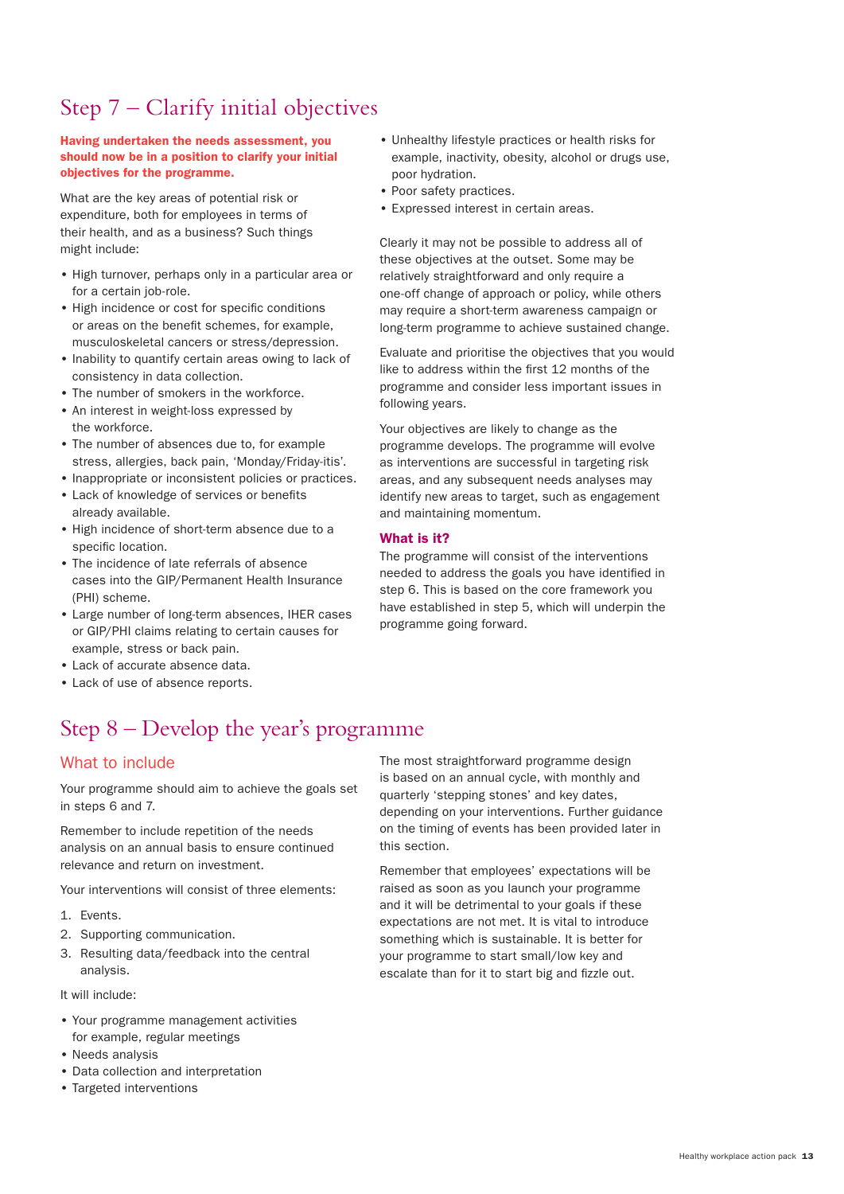# Step 7 – Clarify initial objectives

**Having undertaken the needs assessment, you should now be in a position to clarify your initial objectives for the programme.**

What are the key areas of potential risk or expenditure, both for employees in terms of their health, and as a business? Such things might include:

- High turnover, perhaps only in a particular area or for a certain job-role.
- High incidence or cost for specific conditions or areas on the benefit schemes, for example, musculoskeletal cancers or stress/depression.
- Inability to quantify certain areas owing to lack of consistency in data collection.
- The number of smokers in the workforce.
- An interest in weight-loss expressed by the workforce.
- The number of absences due to, for example stress, allergies, back pain, 'Monday/Friday-itis'.
- Inappropriate or inconsistent policies or practices.
- Lack of knowledge of services or benefits already available.
- High incidence of short-term absence due to a specific location.
- The incidence of late referrals of absence cases into the GIP/Permanent Health Insurance (PHI) scheme.
- Large number of long-term absences, IHER cases or GIP/PHI claims relating to certain causes for example, stress or back pain.
- Lack of accurate absence data.
- Lack of use of absence reports.
- Unhealthy lifestyle practices or health risks for example, inactivity, obesity, alcohol or drugs use, poor hydration.
- Poor safety practices.
- Expressed interest in certain areas.

Clearly it may not be possible to address all of these objectives at the outset. Some may be relatively straightforward and only require a one-off change of approach or policy, while others may require a short-term awareness campaign or long-term programme to achieve sustained change.

Evaluate and prioritise the objectives that you would like to address within the first 12 months of the programme and consider less important issues in following years.

Your objectives are likely to change as the programme develops. The programme will evolve as interventions are successful in targeting risk areas, and any subsequent needs analyses may identify new areas to target, such as engagement and maintaining momentum.

### What is it?

The programme will consist of the interventions needed to address the goals you have identified in step 6. This is based on the core framework you have established in step 5, which will underpin the programme going forward.

# Step 8 – Develop the year's programme

## What to include

Your programme should aim to achieve the goals set in steps 6 and 7.

Remember to include repetition of the needs analysis on an annual basis to ensure continued relevance and return on investment.

Your interventions will consist of three elements:

1. Events.
2. Supporting communication.
3. Resulting data/feedback into the central analysis.

It will include:

- Your programme management activities for example, regular meetings
- Needs analysis
- Data collection and interpretation
- Targeted interventions

The most straightforward programme design is based on an annual cycle, with monthly and quarterly 'stepping stones' and key dates, depending on your interventions. Further guidance on the timing of events has been provided later in this section.

Remember that employees' expectations will be raised as soon as you launch your programme and it will be detrimental to your goals if these expectations are not met. It is vital to introduce something which is sustainable. It is better for your programme to start small/low key and escalate than for it to start big and fizzle out.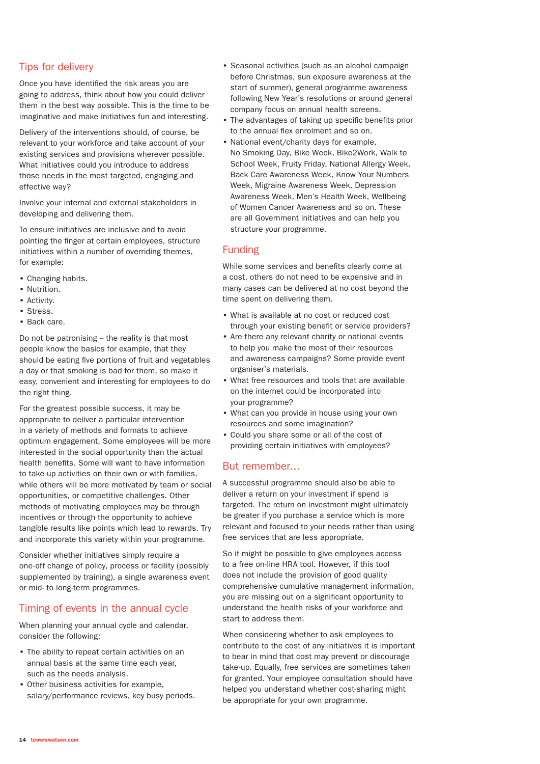## Tips for delivery

Once you have identified the risk areas you are going to address, think about how you could deliver them in the best way possible. This is the time to be imaginative and make initiatives fun and interesting.

Delivery of the interventions should, of course, be relevant to your workforce and take account of your existing services and provisions wherever possible. What initiatives could you introduce to address those needs in the most targeted, engaging and effective way?

Involve your internal and external stakeholders in developing and delivering them.

To ensure initiatives are inclusive and to avoid pointing the finger at certain employees, structure initiatives within a number of overriding themes, for example:

- Changing habits.
- Nutrition.
- Activity.
- Stress.
- Back care.

Do not be patronising – the reality is that most people know the basics for example, that they should be eating five portions of fruit and vegetables a day or that smoking is bad for them, so make it easy, convenient and interesting for employees to do the right thing.

For the greatest possible success, it may be appropriate to deliver a particular intervention in a variety of methods and formats to achieve optimum engagement. Some employees will be more interested in the social opportunity than the actual health benefits. Some will want to have information to take up activities on their own or with families, while others will be more motivated by team or social opportunities, or competitive challenges. Other methods of motivating employees may be through incentives or through the opportunity to achieve tangible results like points which lead to rewards. Try and incorporate this variety within your programme.

Consider whether initiatives simply require a one-off change of policy, process or facility (possibly supplemented by training), a single awareness event or mid- to long-term programmes.

## Timing of events in the annual cycle

When planning your annual cycle and calendar, consider the following:

- The ability to repeat certain activities on an annual basis at the same time each year, such as the needs analysis.
- Other business activities for example, salary/performance reviews, key busy periods.
- Seasonal activities (such as an alcohol campaign before Christmas, sun exposure awareness at the start of summer), general programme awareness following New Year's resolutions or around general company focus on annual health screens.
- The advantages of taking up specific benefits prior to the annual flex enrolment and so on.
- National event/charity days for example, No Smoking Day, Bike Week, Bike2Work, Walk to School Week, Fruity Friday, National Allergy Week, Back Care Awareness Week, Know Your Numbers Week, Migraine Awareness Week, Depression Awareness Week, Men's Health Week, Wellbeing of Women Cancer Awareness and so on. These are all Government initiatives and can help you structure your programme.

## Funding

While some services and benefits clearly come at a cost, others do not need to be expensive and in many cases can be delivered at no cost beyond the time spent on delivering them.

- What is available at no cost or reduced cost through your existing benefit or service providers?
- Are there any relevant charity or national events to help you make the most of their resources and awareness campaigns? Some provide event organiser's materials.
- What free resources and tools that are available on the internet could be incorporated into your programme?
- What can you provide in house using your own resources and some imagination?
- Could you share some or all of the cost of providing certain initiatives with employees?

## But remember…

A successful programme should also be able to deliver a return on your investment if spend is targeted. The return on investment might ultimately be greater if you purchase a service which is more relevant and focused to your needs rather than using free services that are less appropriate.

So it might be possible to give employees access to a free on-line HRA tool. However, if this tool does not include the provision of good quality comprehensive cumulative management information, you are missing out on a significant opportunity to understand the health risks of your workforce and start to address them.

When considering whether to ask employees to contribute to the cost of any initiatives it is important to bear in mind that cost may prevent or discourage take-up. Equally, free services are sometimes taken for granted. Your employee consultation should have helped you understand whether cost-sharing might be appropriate for your own programme.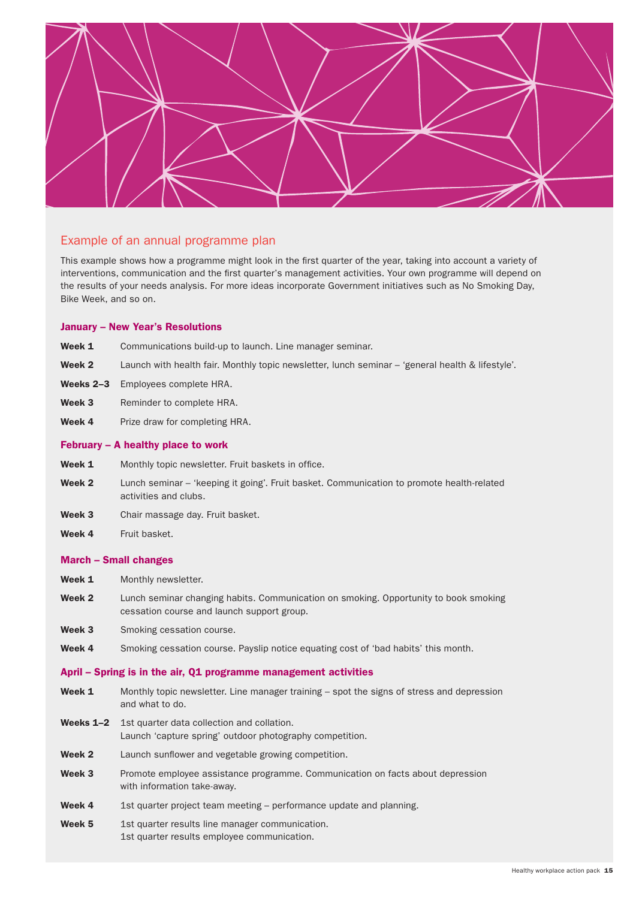## Example of an annual programme plan

This example shows how a programme might look in the first quarter of the year, taking into account a variety of interventions, communication and the first quarter's management activities. Your own programme will depend on the results of your needs analysis. For more ideas incorporate Government initiatives such as No Smoking Day, Bike Week, and so on.

### January – New Year's Resolutions

**Week 1** Communications build-up to launch. Line manager seminar.

**Week 2** Launch with health fair. Monthly topic newsletter, lunch seminar – 'general health & lifestyle'.

**Weeks 2–3** Employees complete HRA.

**Week 3** Reminder to complete HRA.

**Week 4** Prize draw for completing HRA.

### February – A healthy place to work

**Week 1** Monthly topic newsletter. Fruit baskets in office.

**Week 2** Lunch seminar – 'keeping it going'. Fruit basket. Communication to promote health-related activities and clubs.

**Week 3** Chair massage day. Fruit basket.

**Week 4** Fruit basket.

### March – Small changes

**Week 1** Monthly newsletter.

**Week 2** Lunch seminar changing habits. Communication on smoking. Opportunity to book smoking cessation course and launch support group.

**Week 3** Smoking cessation course.

**Week 4** Smoking cessation course. Payslip notice equating cost of 'bad habits' this month.

### April – Spring is in the air, Q1 programme management activities

**Week 1** Monthly topic newsletter. Line manager training – spot the signs of stress and depression and what to do.

**Weeks 1–2** 1st quarter data collection and collation.
Launch 'capture spring' outdoor photography competition.

**Week 2** Launch sunflower and vegetable growing competition.

**Week 3** Promote employee assistance programme. Communication on facts about depression with information take-away.

**Week 4** 1st quarter project team meeting – performance update and planning.

**Week 5** 1st quarter results line manager communication.
1st quarter results employee communication.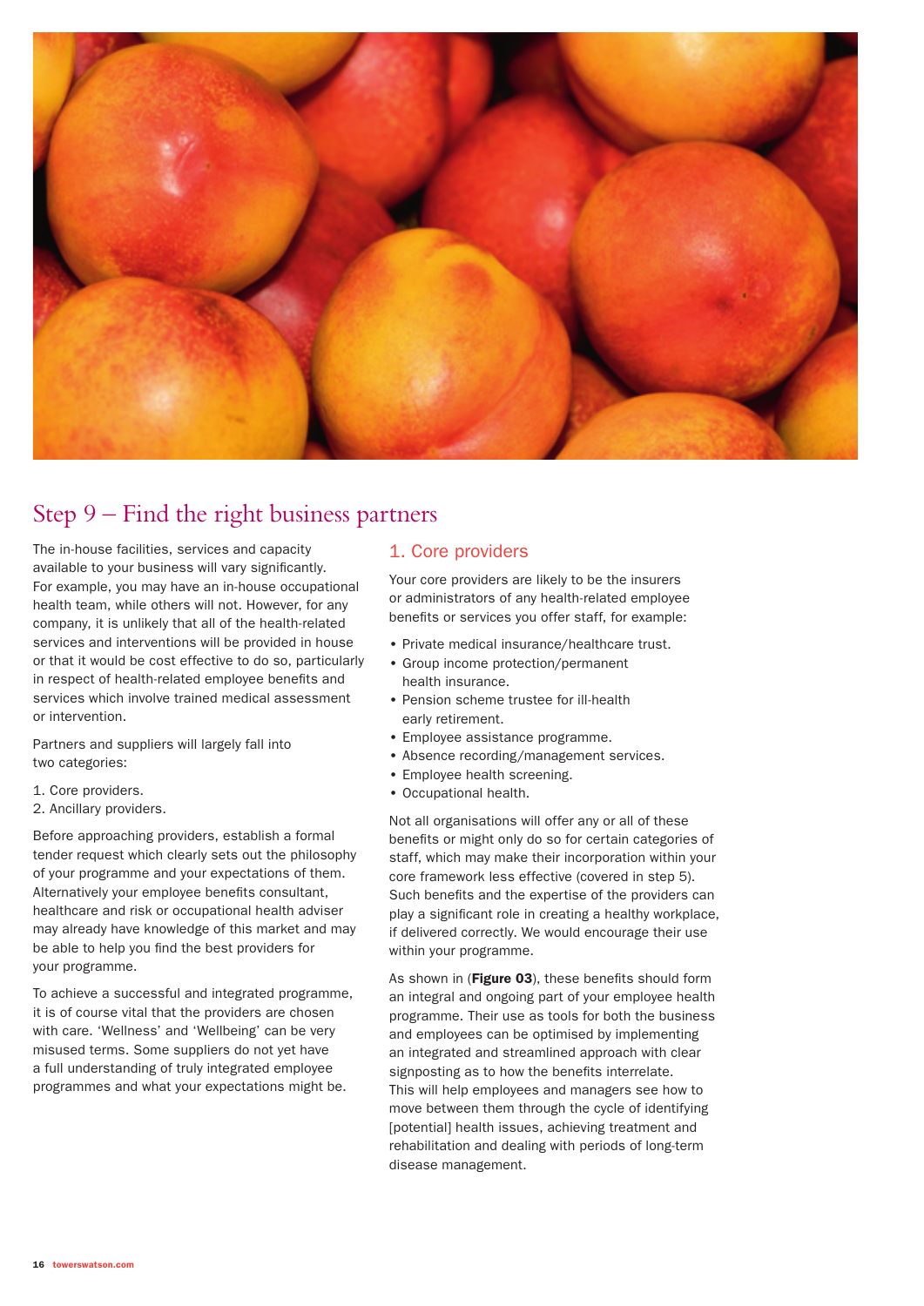## Step 9 – Find the right business partners

The in-house facilities, services and capacity available to your business will vary significantly. For example, you may have an in-house occupational health team, while others will not. However, for any company, it is unlikely that all of the health-related services and interventions will be provided in house or that it would be cost effective to do so, particularly in respect of health-related employee benefits and services which involve trained medical assessment or intervention.

Partners and suppliers will largely fall into two categories:

1. Core providers.
2. Ancillary providers.

Before approaching providers, establish a formal tender request which clearly sets out the philosophy of your programme and your expectations of them. Alternatively your employee benefits consultant, healthcare and risk or occupational health adviser may already have knowledge of this market and may be able to help you find the best providers for your programme.

To achieve a successful and integrated programme, it is of course vital that the providers are chosen with care. 'Wellness' and 'Wellbeing' can be very misused terms. Some suppliers do not yet have a full understanding of truly integrated employee programmes and what your expectations might be.

### 1. Core providers

Your core providers are likely to be the insurers or administrators of any health-related employee benefits or services you offer staff, for example:

- Private medical insurance/healthcare trust.
- Group income protection/permanent health insurance.
- Pension scheme trustee for ill-health early retirement.
- Employee assistance programme.
- Absence recording/management services.
- Employee health screening.
- Occupational health.

Not all organisations will offer any or all of these benefits or might only do so for certain categories of staff, which may make their incorporation within your core framework less effective (covered in step 5). Such benefits and the expertise of the providers can play a significant role in creating a healthy workplace, if delivered correctly. We would encourage their use within your programme.

As shown in (**Figure 03**), these benefits should form an integral and ongoing part of your employee health programme. Their use as tools for both the business and employees can be optimised by implementing an integrated and streamlined approach with clear signposting as to how the benefits interrelate. This will help employees and managers see how to move between them through the cycle of identifying [potential] health issues, achieving treatment and rehabilitation and dealing with periods of long-term disease management.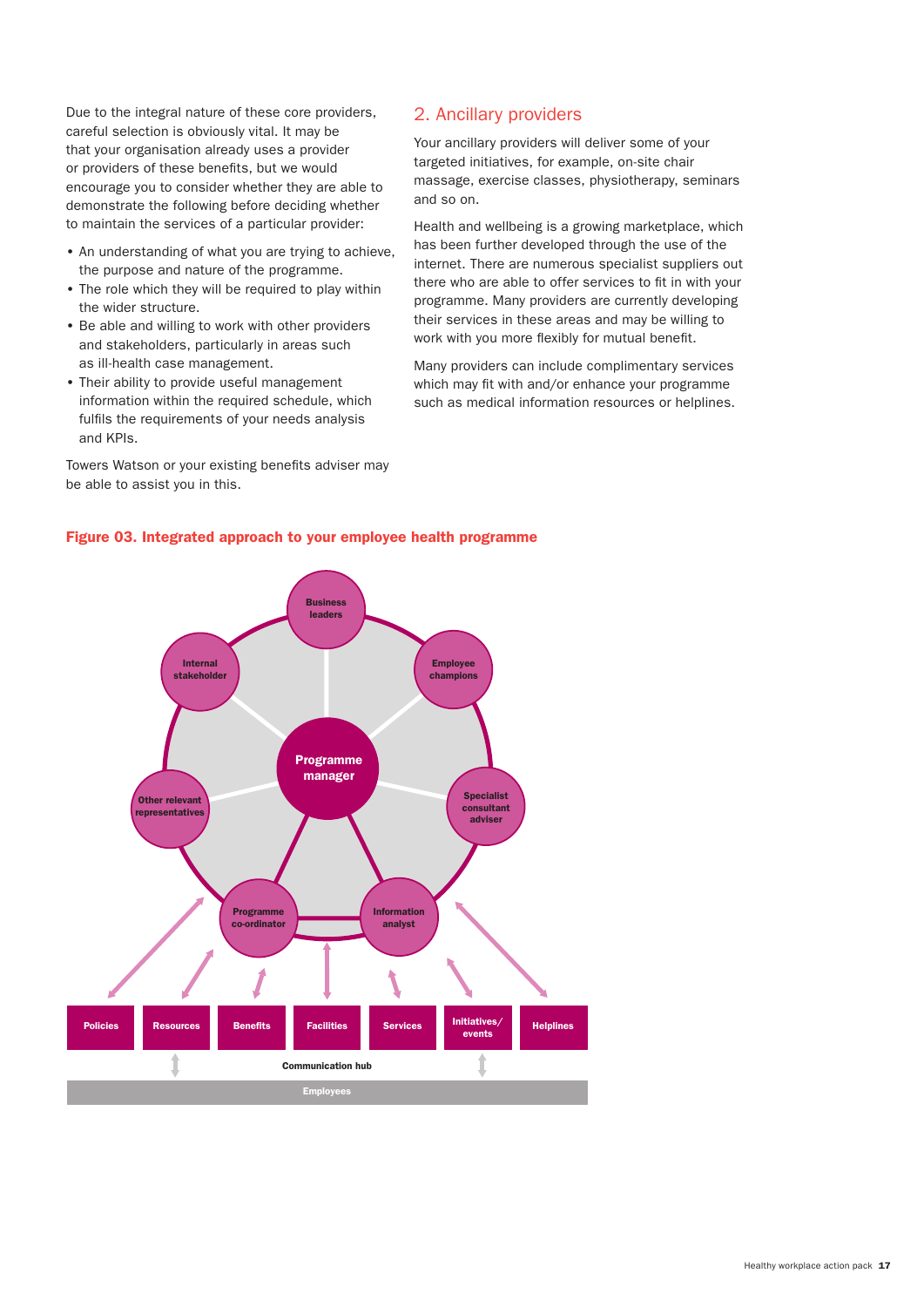Due to the integral nature of these core providers, careful selection is obviously vital. It may be that your organisation already uses a provider or providers of these benefits, but we would encourage you to consider whether they are able to demonstrate the following before deciding whether to maintain the services of a particular provider:

- An understanding of what you are trying to achieve, the purpose and nature of the programme.
- The role which they will be required to play within the wider structure.
- Be able and willing to work with other providers and stakeholders, particularly in areas such as ill-health case management.
- Their ability to provide useful management information within the required schedule, which fulfils the requirements of your needs analysis and KPIs.

Towers Watson or your existing benefits adviser may be able to assist you in this.

## 2. Ancillary providers

Your ancillary providers will deliver some of your targeted initiatives, for example, on-site chair massage, exercise classes, physiotherapy, seminars and so on.

Health and wellbeing is a growing marketplace, which has been further developed through the use of the internet. There are numerous specialist suppliers out there who are able to offer services to fit in with your programme. Many providers are currently developing their services in these areas and may be willing to work with you more flexibly for mutual benefit.

Many providers can include complimentary services which may fit with and/or enhance your programme such as medical information resources or helplines.

**Figure 03. Integrated approach to your employee health programme**

Programme manager

Business leaders

Employee champions

Specialist consultant adviser

Information analyst

Programme co-ordinator

Other relevant representatives

Internal stakeholder

Policies | Resources | Benefits | Facilities | Services | Initiatives/events | Helplines

Communication hub

Employees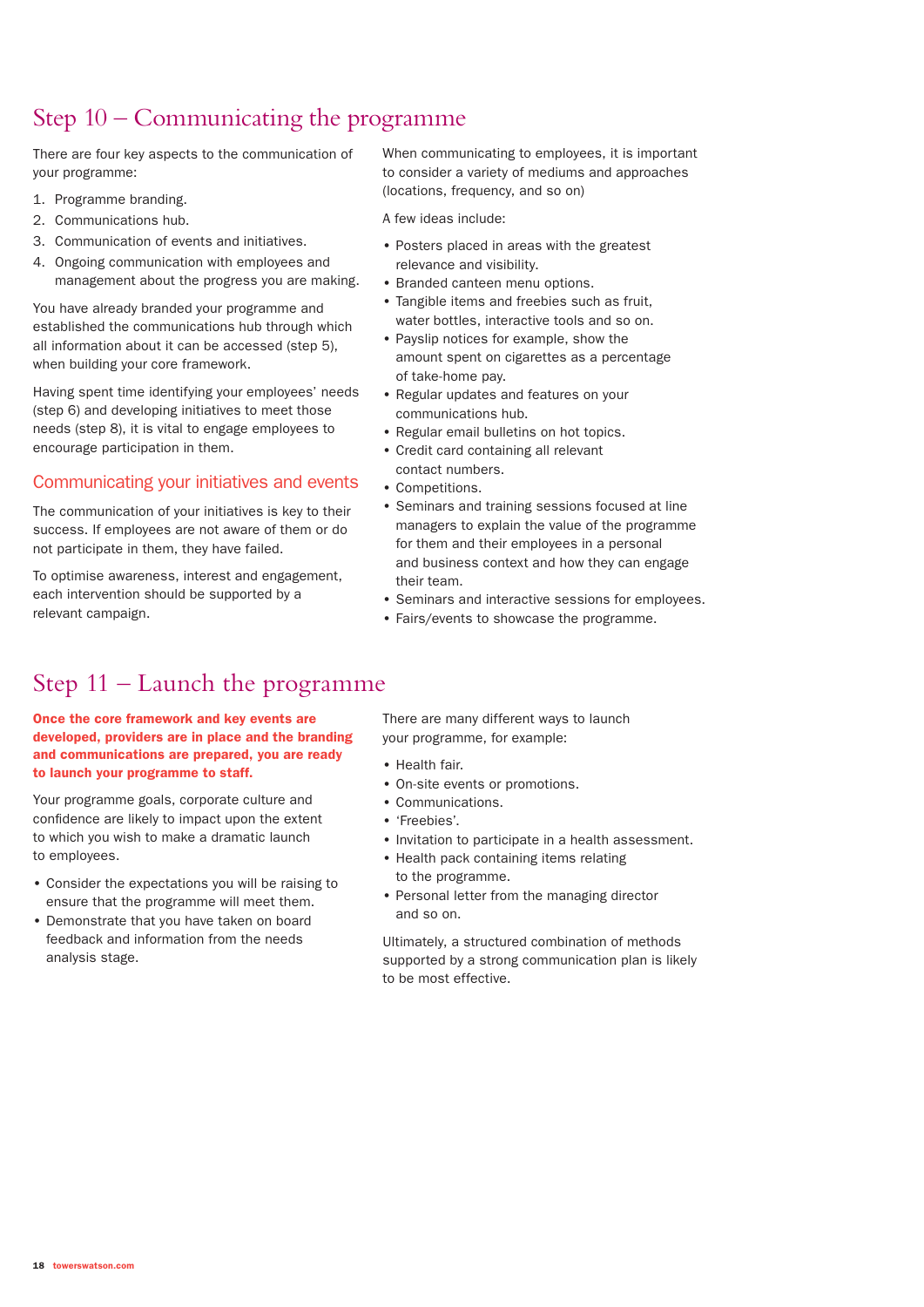## Step 10 – Communicating the programme

There are four key aspects to the communication of your programme:

1. Programme branding.
2. Communications hub.
3. Communication of events and initiatives.
4. Ongoing communication with employees and management about the progress you are making.

You have already branded your programme and established the communications hub through which all information about it can be accessed (step 5), when building your core framework.

Having spent time identifying your employees' needs (step 6) and developing initiatives to meet those needs (step 8), it is vital to engage employees to encourage participation in them.

### Communicating your initiatives and events

The communication of your initiatives is key to their success. If employees are not aware of them or do not participate in them, they have failed.

To optimise awareness, interest and engagement, each intervention should be supported by a relevant campaign.

When communicating to employees, it is important to consider a variety of mediums and approaches (locations, frequency, and so on)

A few ideas include:

- Posters placed in areas with the greatest relevance and visibility.
- Branded canteen menu options.
- Tangible items and freebies such as fruit, water bottles, interactive tools and so on.
- Payslip notices for example, show the amount spent on cigarettes as a percentage of take-home pay.
- Regular updates and features on your communications hub.
- Regular email bulletins on hot topics.
- Credit card containing all relevant contact numbers.
- Competitions.
- Seminars and training sessions focused at line managers to explain the value of the programme for them and their employees in a personal and business context and how they can engage their team.
- Seminars and interactive sessions for employees.
- Fairs/events to showcase the programme.

## Step 11 – Launch the programme

**Once the core framework and key events are developed, providers are in place and the branding and communications are prepared, you are ready to launch your programme to staff.**

Your programme goals, corporate culture and confidence are likely to impact upon the extent to which you wish to make a dramatic launch to employees.

- Consider the expectations you will be raising to ensure that the programme will meet them.
- Demonstrate that you have taken on board feedback and information from the needs analysis stage.

There are many different ways to launch your programme, for example:

- Health fair.
- On-site events or promotions.
- Communications.
- 'Freebies'.
- Invitation to participate in a health assessment.
- Health pack containing items relating to the programme.
- Personal letter from the managing director and so on.

Ultimately, a structured combination of methods supported by a strong communication plan is likely to be most effective.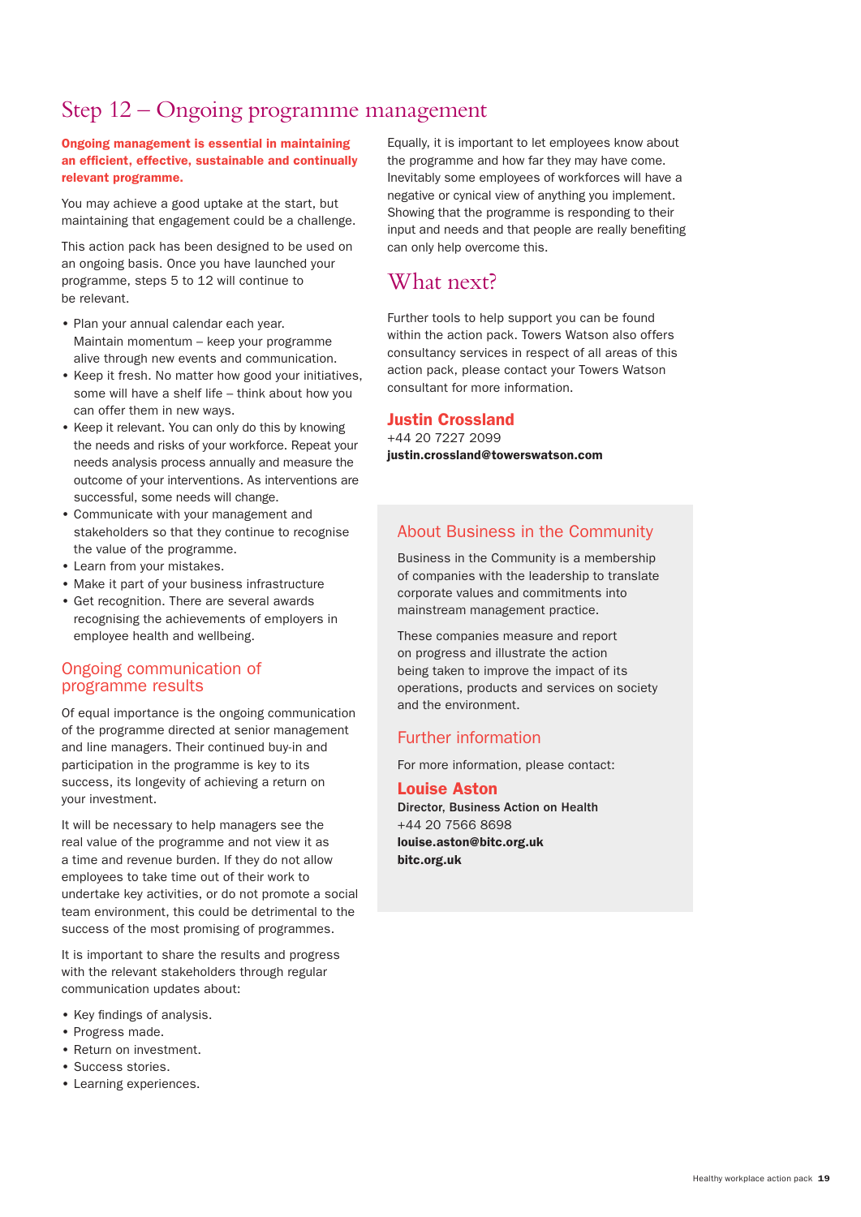# Step 12 – Ongoing programme management

**Ongoing management is essential in maintaining an efficient, effective, sustainable and continually relevant programme.**

You may achieve a good uptake at the start, but maintaining that engagement could be a challenge.

This action pack has been designed to be used on an ongoing basis. Once you have launched your programme, steps 5 to 12 will continue to be relevant.

- Plan your annual calendar each year. Maintain momentum – keep your programme alive through new events and communication.
- Keep it fresh. No matter how good your initiatives, some will have a shelf life – think about how you can offer them in new ways.
- Keep it relevant. You can only do this by knowing the needs and risks of your workforce. Repeat your needs analysis process annually and measure the outcome of your interventions. As interventions are successful, some needs will change.
- Communicate with your management and stakeholders so that they continue to recognise the value of the programme.
- Learn from your mistakes.
- Make it part of your business infrastructure
- Get recognition. There are several awards recognising the achievements of employers in employee health and wellbeing.

## Ongoing communication of programme results

Of equal importance is the ongoing communication of the programme directed at senior management and line managers. Their continued buy-in and participation in the programme is key to its success, its longevity of achieving a return on your investment.

It will be necessary to help managers see the real value of the programme and not view it as a time and revenue burden. If they do not allow employees to take time out of their work to undertake key activities, or do not promote a social team environment, this could be detrimental to the success of the most promising of programmes.

It is important to share the results and progress with the relevant stakeholders through regular communication updates about:

- Key findings of analysis.
- Progress made.
- Return on investment.
- Success stories.
- Learning experiences.

Equally, it is important to let employees know about the programme and how far they may have come. Inevitably some employees of workforces will have a negative or cynical view of anything you implement. Showing that the programme is responding to their input and needs and that people are really benefiting can only help overcome this.

# What next?

Further tools to help support you can be found within the action pack. Towers Watson also offers consultancy services in respect of all areas of this action pack, please contact your Towers Watson consultant for more information.

**Justin Crossland**
+44 20 7227 2099
**justin.crossland@towerswatson.com**

## About Business in the Community

Business in the Community is a membership of companies with the leadership to translate corporate values and commitments into mainstream management practice.

These companies measure and report on progress and illustrate the action being taken to improve the impact of its operations, products and services on society and the environment.

## Further information

For more information, please contact:

**Louise Aston**
**Director, Business Action on Health**
+44 20 7566 8698
**louise.aston@bitc.org.uk**
**bitc.org.uk**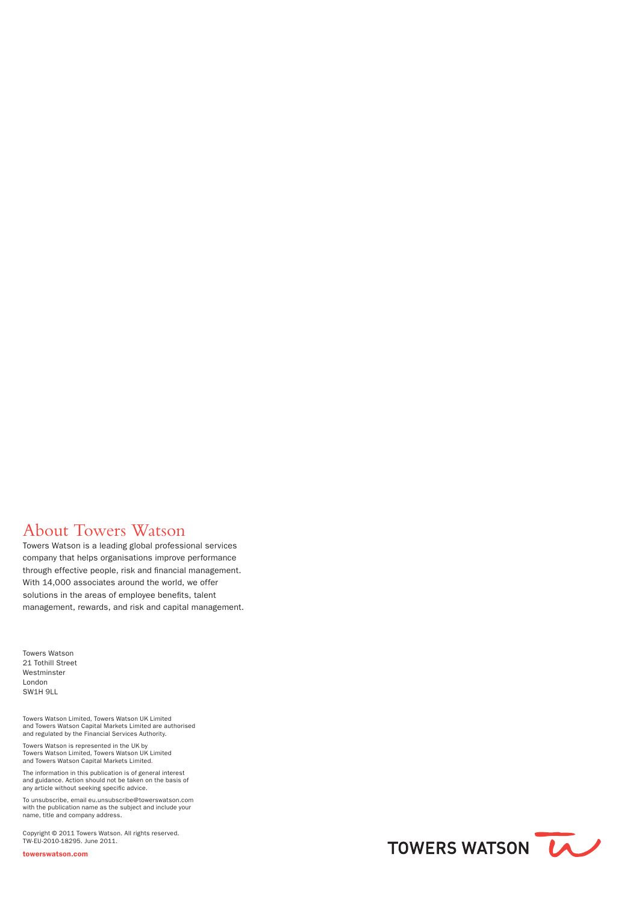## About Towers Watson

Towers Watson is a leading global professional services company that helps organisations improve performance through effective people, risk and financial management. With 14,000 associates around the world, we offer solutions in the areas of employee benefits, talent management, rewards, and risk and capital management.

Towers Watson
21 Tothill Street
Westminster
London
SW1H 9LL

Towers Watson Limited, Towers Watson UK Limited and Towers Watson Capital Markets Limited are authorised and regulated by the Financial Services Authority.

Towers Watson is represented in the UK by Towers Watson Limited, Towers Watson UK Limited and Towers Watson Capital Markets Limited.

The information in this publication is of general interest and guidance. Action should not be taken on the basis of any article without seeking specific advice.

To unsubscribe, email eu.unsubscribe@towerswatson.com with the publication name as the subject and include your name, title and company address.

Copyright © 2011 Towers Watson. All rights reserved.
TW-EU-2010-18295. June 2011.

**towerswatson.com**

TOWERS WATSON